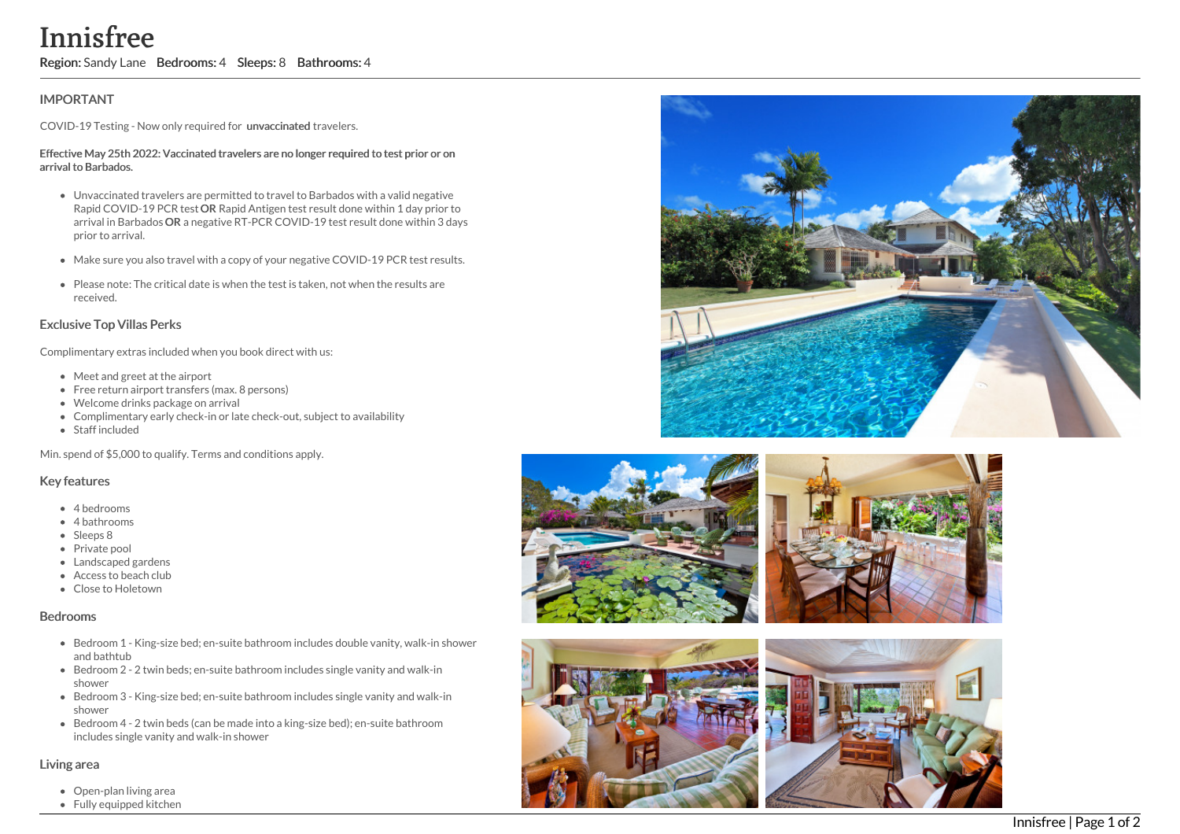# Innisfree

**Region:** Sandy Lane **Bedrooms:** 4 **Sleeps:** 8 **Bathrooms:** 4

## IMPORTANT

COVID-19 Testing - Now only required for **unvaccinated** travelers.

**Effective May 25th 2022: Vaccinated travelers are no longer required to test prior or on arrival to Barbados.**

- Unvaccinated travelers are permitted to travel to Barbados with a valid negative Rapid COVID-19 PCR test **OR** Rapid Antigen test result done within 1 day prior to arrival in Barbados **OR** a negative RT-PCR COVID-19 test result done within 3 days prior to arrival.
- Make sure you also travel with a copy of your negative COVID-19 PCR test results.
- Please note: The critical date is when the test is taken, not when the results are received.

## Exclusive Top Villas Perks

Complimentary extras included when you book direct with us:

- Meet and greet at the airport
- Free return airport transfers (max. 8 persons)
- Welcome drinks package on arrival
- Complimentary early check-in or late check-out, subject to availability
- Staff included

Min. spend of $5,000 to qualify. Terms and conditions apply.

## Key features

- 4 bedrooms
- 4 bathrooms
- Sleeps 8
- Private pool
- Landscaped gardens
- Access to beach club
- Close to Holetown

## Bedrooms

- Bedroom 1 - King-size bed; en-suite bathroom includes double vanity, walk-in shower and bathtub
- Bedroom 2 - 2 twin beds; en-suite bathroom includes single vanity and walk-in shower
- Bedroom 3 - King-size bed; en-suite bathroom includes single vanity and walk-in shower
- Bedroom 4 - 2 twin beds (can be made into a king-size bed); en-suite bathroom includes single vanity and walk-in shower

## Living area

- Open-plan living area
- Fully equipped kitchen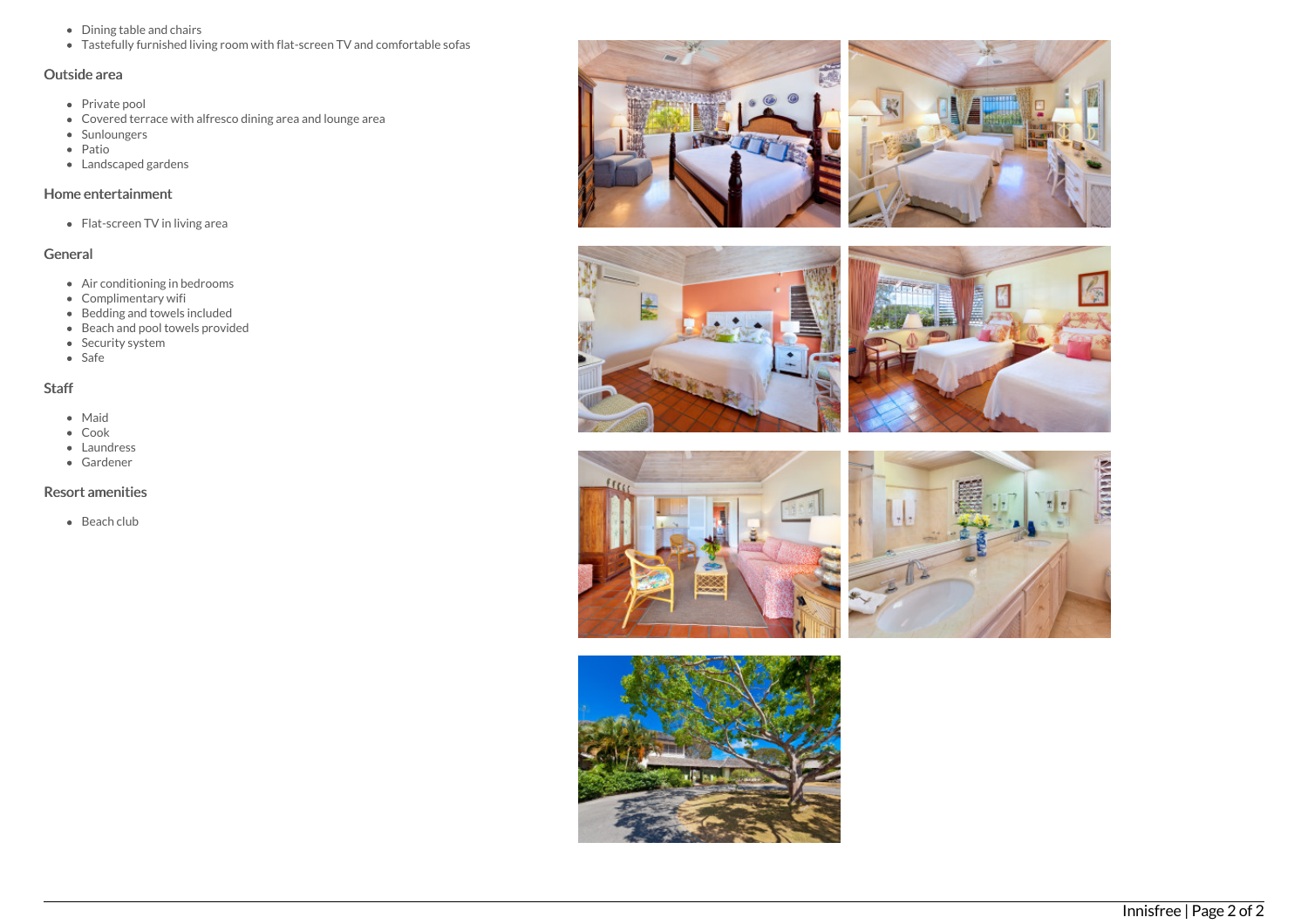- Dining table and chairs
- Tastefully furnished living room with flat-screen TV and comfortable sofas

## Outside area

- Private pool
- Covered terrace with alfresco dining area and lounge area
- Sunloungers
- Patio
- Landscaped gardens

## Home entertainment

- Flat-screen TV in living area

## General

- Air conditioning in bedrooms
- Complimentary wifi
- Bedding and towels included
- Beach and pool towels provided
- Security system
- Safe

## Staff

- Maid
- Cook
- Laundress
- Gardener

## Resort amenities

- Beach club